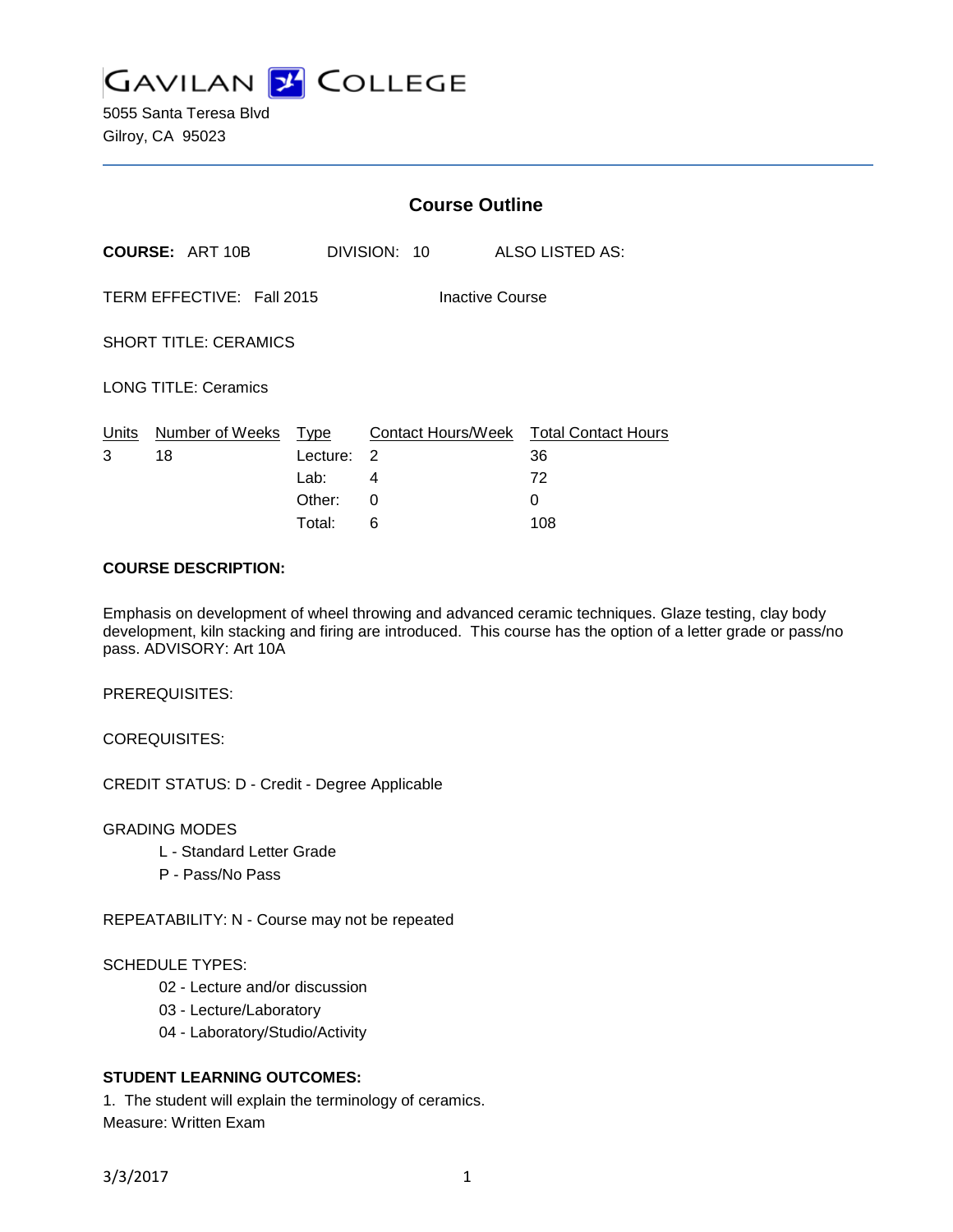# GAVILAN COLLEGE

5055 Santa Teresa Blvd
Gilroy, CA 95023

## Course Outline

**COURSE:** ART 10B DIVISION: 10 ALSO LISTED AS:

TERM EFFECTIVE: Fall 2015 Inactive Course

SHORT TITLE: CERAMICS

LONG TITLE: Ceramics

| Units | Number of Weeks | Type | Contact Hours/Week | Total Contact Hours |
|---|---|---|---|---|
| 3 | 18 | Lecture: | 2 | 36 |
| | | Lab: | 4 | 72 |
| | | Other: | 0 | 0 |
| | | Total: | 6 | 108 |

**COURSE DESCRIPTION:**

Emphasis on development of wheel throwing and advanced ceramic techniques. Glaze testing, clay body development, kiln stacking and firing are introduced. This course has the option of a letter grade or pass/no pass. ADVISORY: Art 10A

PREREQUISITES:

COREQUISITES:

CREDIT STATUS: D - Credit - Degree Applicable

GRADING MODES

- L - Standard Letter Grade
- P - Pass/No Pass

REPEATABILITY: N - Course may not be repeated

SCHEDULE TYPES:

- 02 - Lecture and/or discussion
- 03 - Lecture/Laboratory
- 04 - Laboratory/Studio/Activity

**STUDENT LEARNING OUTCOMES:**

1. The student will explain the terminology of ceramics.
Measure: Written Exam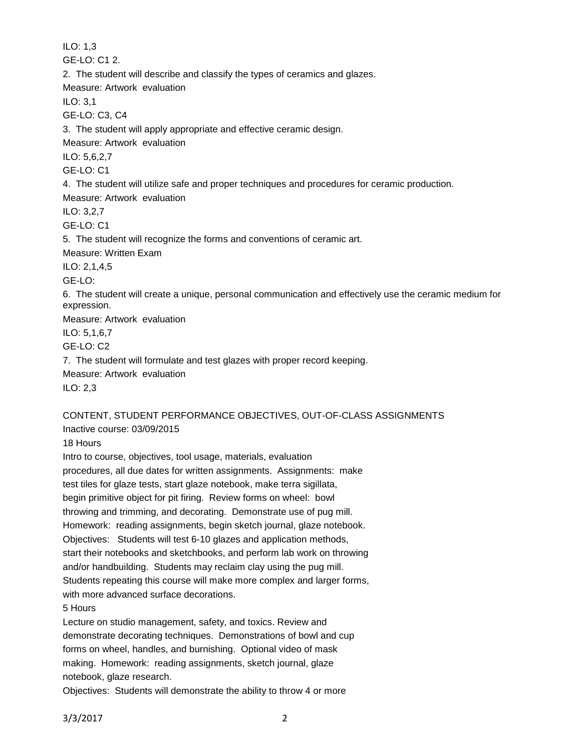ILO: 1,3

GE-LO: C1 2.

2. The student will describe and classify the types of ceramics and glazes.

Measure: Artwork evaluation

ILO: 3,1

GE-LO: C3, C4

3. The student will apply appropriate and effective ceramic design.

Measure: Artwork evaluation

ILO: 5,6,2,7

GE-LO: C1

4. The student will utilize safe and proper techniques and procedures for ceramic production.

Measure: Artwork evaluation

ILO: 3,2,7

GE-LO: C1

5. The student will recognize the forms and conventions of ceramic art.

Measure: Written Exam

ILO: 2,1,4,5

GE-LO:

6. The student will create a unique, personal communication and effectively use the ceramic medium for expression.

Measure: Artwork evaluation

ILO: 5,1,6,7

GE-LO: C2

7. The student will formulate and test glazes with proper record keeping.

Measure: Artwork evaluation

ILO: 2,3

CONTENT, STUDENT PERFORMANCE OBJECTIVES, OUT-OF-CLASS ASSIGNMENTS

Inactive course: 03/09/2015

18 Hours

Intro to course, objectives, tool usage, materials, evaluation procedures, all due dates for written assignments. Assignments: make test tiles for glaze tests, start glaze notebook, make terra sigillata, begin primitive object for pit firing. Review forms on wheel: bowl throwing and trimming, and decorating. Demonstrate use of pug mill. Homework: reading assignments, begin sketch journal, glaze notebook. Objectives: Students will test 6-10 glazes and application methods, start their notebooks and sketchbooks, and perform lab work on throwing and/or handbuilding. Students may reclaim clay using the pug mill. Students repeating this course will make more complex and larger forms, with more advanced surface decorations.

5 Hours

Lecture on studio management, safety, and toxics. Review and demonstrate decorating techniques. Demonstrations of bowl and cup forms on wheel, handles, and burnishing. Optional video of mask making. Homework: reading assignments, sketch journal, glaze notebook, glaze research.

Objectives: Students will demonstrate the ability to throw 4 or more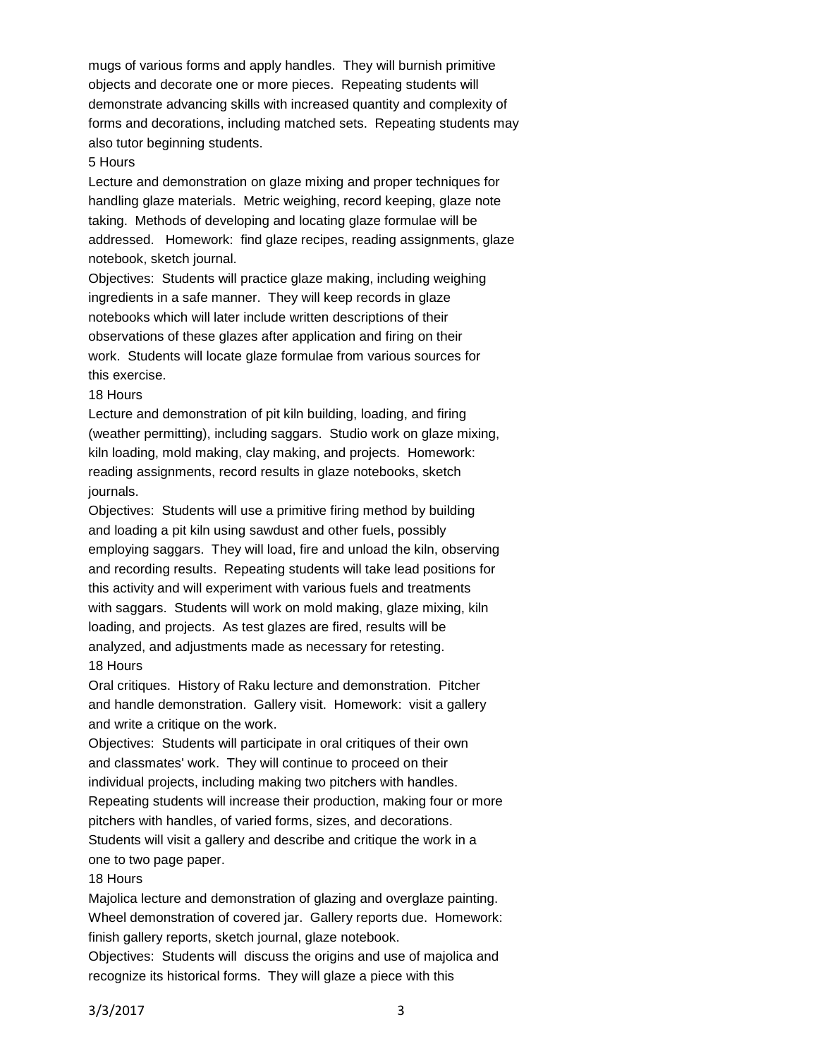mugs of various forms and apply handles. They will burnish primitive objects and decorate one or more pieces. Repeating students will demonstrate advancing skills with increased quantity and complexity of forms and decorations, including matched sets. Repeating students may also tutor beginning students.

5 Hours

Lecture and demonstration on glaze mixing and proper techniques for handling glaze materials. Metric weighing, record keeping, glaze note taking. Methods of developing and locating glaze formulae will be addressed. Homework: find glaze recipes, reading assignments, glaze notebook, sketch journal.

Objectives: Students will practice glaze making, including weighing ingredients in a safe manner. They will keep records in glaze notebooks which will later include written descriptions of their observations of these glazes after application and firing on their work. Students will locate glaze formulae from various sources for this exercise.

18 Hours

Lecture and demonstration of pit kiln building, loading, and firing (weather permitting), including saggars. Studio work on glaze mixing, kiln loading, mold making, clay making, and projects. Homework: reading assignments, record results in glaze notebooks, sketch journals.

Objectives: Students will use a primitive firing method by building and loading a pit kiln using sawdust and other fuels, possibly employing saggars. They will load, fire and unload the kiln, observing and recording results. Repeating students will take lead positions for this activity and will experiment with various fuels and treatments with saggars. Students will work on mold making, glaze mixing, kiln loading, and projects. As test glazes are fired, results will be analyzed, and adjustments made as necessary for retesting.

18 Hours

Oral critiques. History of Raku lecture and demonstration. Pitcher and handle demonstration. Gallery visit. Homework: visit a gallery and write a critique on the work.

Objectives: Students will participate in oral critiques of their own and classmates' work. They will continue to proceed on their individual projects, including making two pitchers with handles. Repeating students will increase their production, making four or more pitchers with handles, of varied forms, sizes, and decorations. Students will visit a gallery and describe and critique the work in a one to two page paper.

18 Hours

Majolica lecture and demonstration of glazing and overglaze painting. Wheel demonstration of covered jar. Gallery reports due. Homework: finish gallery reports, sketch journal, glaze notebook.

Objectives: Students will discuss the origins and use of majolica and recognize its historical forms. They will glaze a piece with this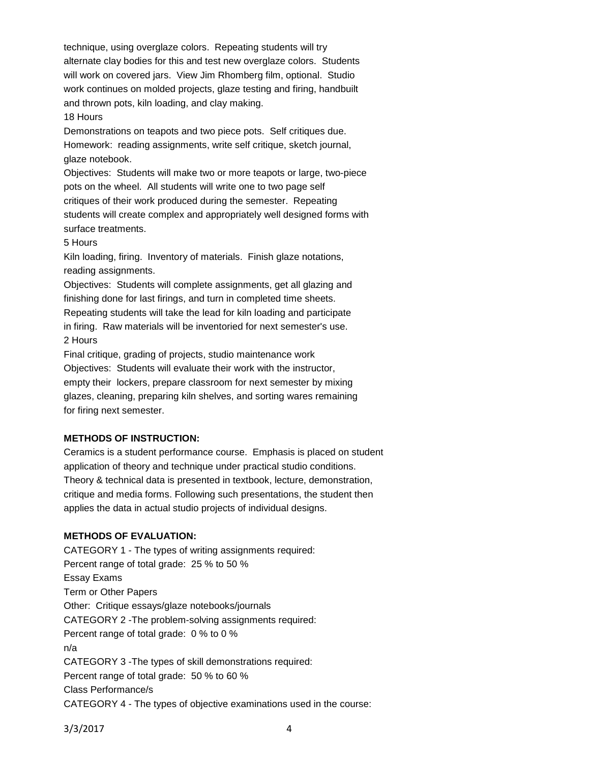technique, using overglaze colors. Repeating students will try alternate clay bodies for this and test new overglaze colors. Students will work on covered jars. View Jim Rhomberg film, optional. Studio work continues on molded projects, glaze testing and firing, handbuilt and thrown pots, kiln loading, and clay making.

18 Hours

Demonstrations on teapots and two piece pots. Self critiques due. Homework: reading assignments, write self critique, sketch journal, glaze notebook.

Objectives: Students will make two or more teapots or large, two-piece pots on the wheel. All students will write one to two page self critiques of their work produced during the semester. Repeating students will create complex and appropriately well designed forms with surface treatments.

5 Hours

Kiln loading, firing. Inventory of materials. Finish glaze notations, reading assignments.

Objectives: Students will complete assignments, get all glazing and finishing done for last firings, and turn in completed time sheets. Repeating students will take the lead for kiln loading and participate in firing. Raw materials will be inventoried for next semester's use.

2 Hours

Final critique, grading of projects, studio maintenance work

Objectives: Students will evaluate their work with the instructor, empty their lockers, prepare classroom for next semester by mixing glazes, cleaning, preparing kiln shelves, and sorting wares remaining for firing next semester.

**METHODS OF INSTRUCTION:**

Ceramics is a student performance course. Emphasis is placed on student application of theory and technique under practical studio conditions. Theory & technical data is presented in textbook, lecture, demonstration, critique and media forms. Following such presentations, the student then applies the data in actual studio projects of individual designs.

**METHODS OF EVALUATION:**

CATEGORY 1 - The types of writing assignments required:
Percent range of total grade: 25 % to 50 %
Essay Exams
Term or Other Papers
Other: Critique essays/glaze notebooks/journals
CATEGORY 2 -The problem-solving assignments required:
Percent range of total grade: 0 % to 0 %
n/a
CATEGORY 3 -The types of skill demonstrations required:
Percent range of total grade: 50 % to 60 %
Class Performance/s
CATEGORY 4 - The types of objective examinations used in the course: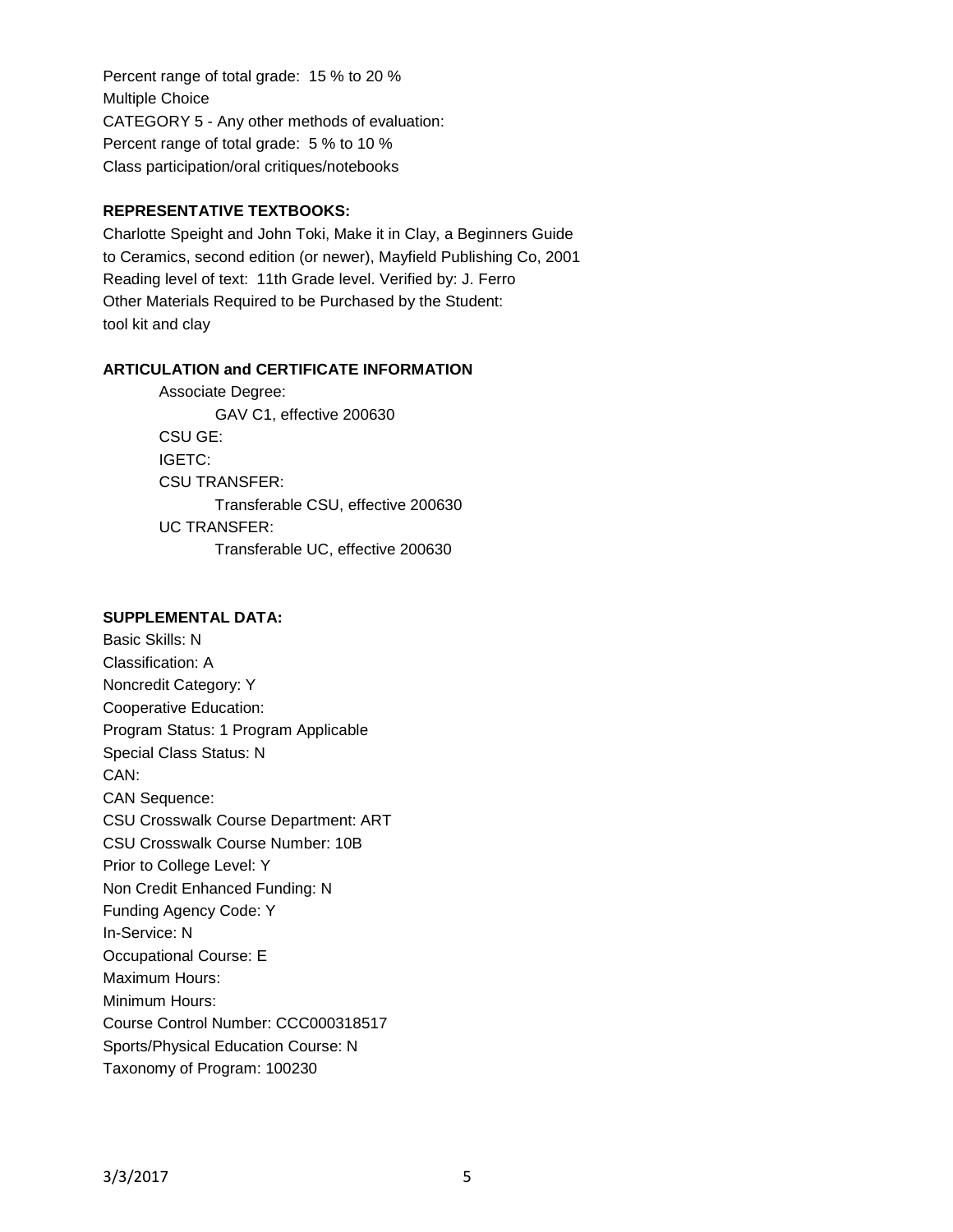Percent range of total grade: 15 % to 20 %
Multiple Choice
CATEGORY 5 - Any other methods of evaluation:
Percent range of total grade: 5 % to 10 %
Class participation/oral critiques/notebooks

**REPRESENTATIVE TEXTBOOKS:**

Charlotte Speight and John Toki, Make it in Clay, a Beginners Guide to Ceramics, second edition (or newer), Mayfield Publishing Co, 2001
Reading level of text: 11th Grade level. Verified by: J. Ferro
Other Materials Required to be Purchased by the Student:
tool kit and clay

**ARTICULATION and CERTIFICATE INFORMATION**

Associate Degree:
GAV C1, effective 200630
CSU GE:
IGETC:
CSU TRANSFER:
Transferable CSU, effective 200630
UC TRANSFER:
Transferable UC, effective 200630

**SUPPLEMENTAL DATA:**

Basic Skills: N
Classification: A
Noncredit Category: Y
Cooperative Education:
Program Status: 1 Program Applicable
Special Class Status: N
CAN:
CAN Sequence:
CSU Crosswalk Course Department: ART
CSU Crosswalk Course Number: 10B
Prior to College Level: Y
Non Credit Enhanced Funding: N
Funding Agency Code: Y
In-Service: N
Occupational Course: E
Maximum Hours:
Minimum Hours:
Course Control Number: CCC000318517
Sports/Physical Education Course: N
Taxonomy of Program: 100230